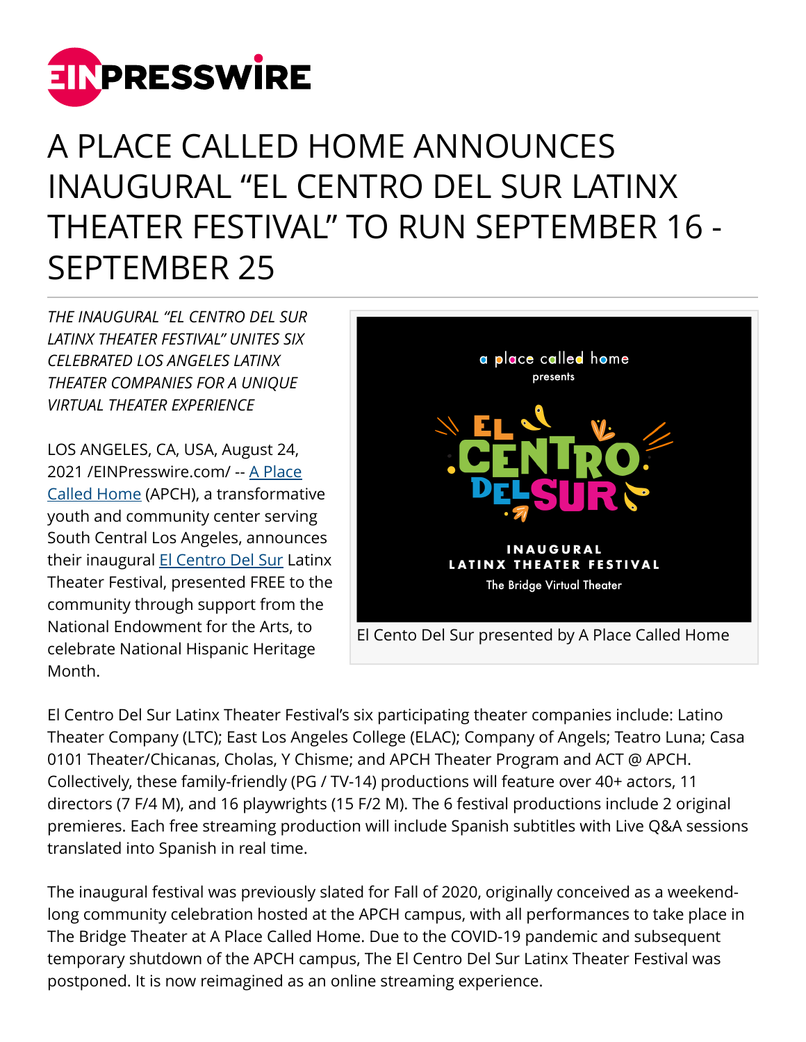# A PLACE CALLED HOME ANNOUNCES INAUGURAL "EL CENTRO DEL SUR LATINX THEATER FESTIVAL" TO RUN SEPTEMBER 16 - SEPTEMBER 25

*THE INAUGURAL "EL CENTRO DEL SUR LATINX THEATER FESTIVAL" UNITES SIX CELEBRATED LOS ANGELES LATINX THEATER COMPANIES FOR A UNIQUE VIRTUAL THEATER EXPERIENCE*

LOS ANGELES, CA, USA, August 24, 2021 /EINPresswire.com/ -- A Place Called Home (APCH), a transformative youth and community center serving South Central Los Angeles, announces their inaugural El Centro Del Sur Latinx Theater Festival, presented FREE to the community through support from the National Endowment for the Arts, to celebrate National Hispanic Heritage Month.

El Cento Del Sur presented by A Place Called Home

El Centro Del Sur Latinx Theater Festival's six participating theater companies include: Latino Theater Company (LTC); East Los Angeles College (ELAC); Company of Angels; Teatro Luna; Casa 0101 Theater/Chicanas, Cholas, Y Chisme; and APCH Theater Program and ACT @ APCH. Collectively, these family-friendly (PG / TV-14) productions will feature over 40+ actors, 11 directors (7 F/4 M), and 16 playwrights (15 F/2 M). The 6 festival productions include 2 original premieres. Each free streaming production will include Spanish subtitles with Live Q&A sessions translated into Spanish in real time.

The inaugural festival was previously slated for Fall of 2020, originally conceived as a weekend-long community celebration hosted at the APCH campus, with all performances to take place in The Bridge Theater at A Place Called Home. Due to the COVID-19 pandemic and subsequent temporary shutdown of the APCH campus, The El Centro Del Sur Latinx Theater Festival was postponed. It is now reimagined as an online streaming experience.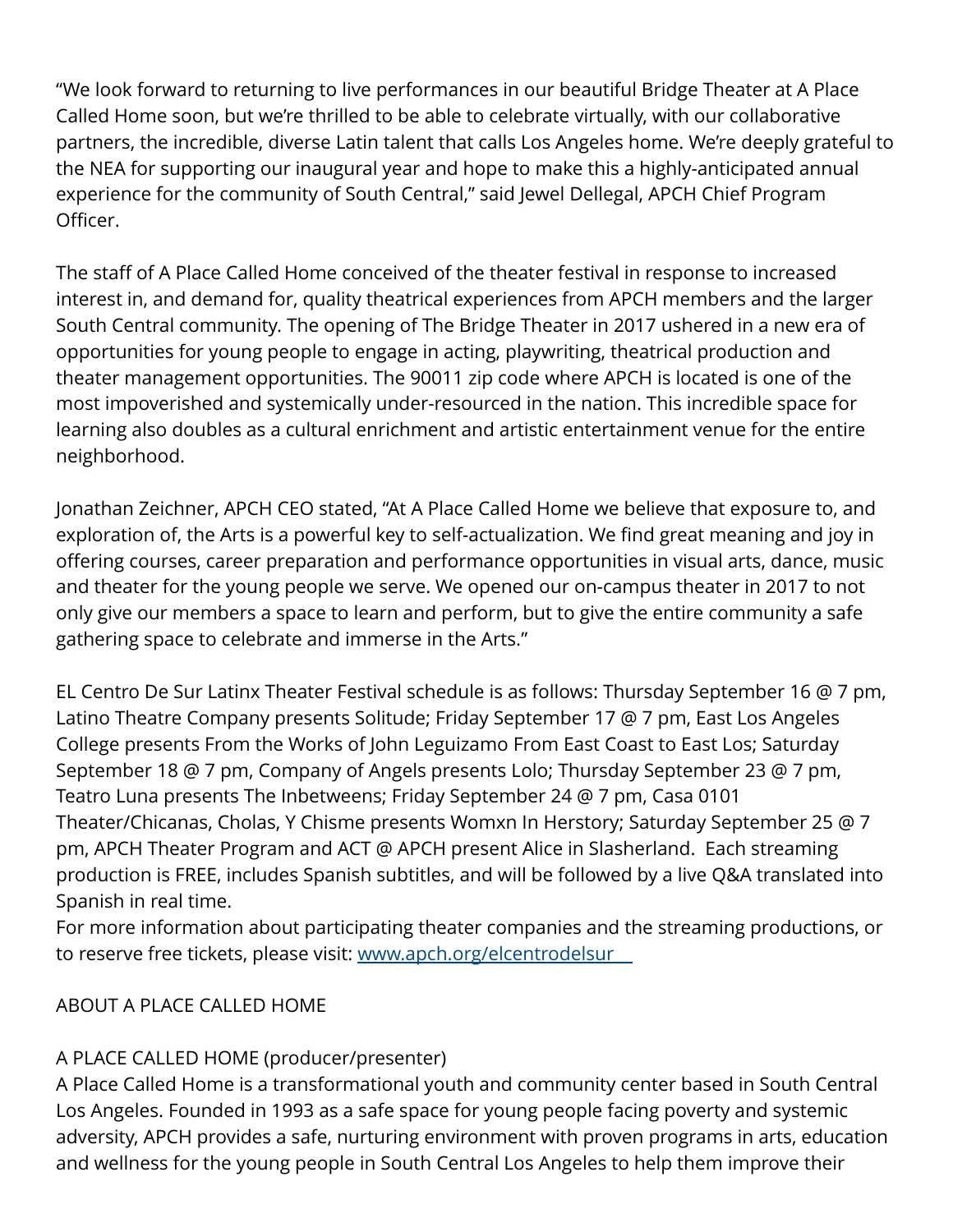"We look forward to returning to live performances in our beautiful Bridge Theater at A Place Called Home soon, but we're thrilled to be able to celebrate virtually, with our collaborative partners, the incredible, diverse Latin talent that calls Los Angeles home. We're deeply grateful to the NEA for supporting our inaugural year and hope to make this a highly-anticipated annual experience for the community of South Central," said Jewel Dellegal, APCH Chief Program Officer.

The staff of A Place Called Home conceived of the theater festival in response to increased interest in, and demand for, quality theatrical experiences from APCH members and the larger South Central community. The opening of The Bridge Theater in 2017 ushered in a new era of opportunities for young people to engage in acting, playwriting, theatrical production and theater management opportunities. The 90011 zip code where APCH is located is one of the most impoverished and systemically under-resourced in the nation. This incredible space for learning also doubles as a cultural enrichment and artistic entertainment venue for the entire neighborhood.

Jonathan Zeichner, APCH CEO stated, "At A Place Called Home we believe that exposure to, and exploration of, the Arts is a powerful key to self-actualization. We find great meaning and joy in offering courses, career preparation and performance opportunities in visual arts, dance, music and theater for the young people we serve. We opened our on-campus theater in 2017 to not only give our members a space to learn and perform, but to give the entire community a safe gathering space to celebrate and immerse in the Arts."

EL Centro De Sur Latinx Theater Festival schedule is as follows: Thursday September 16 @ 7 pm, Latino Theatre Company presents Solitude; Friday September 17 @ 7 pm, East Los Angeles College presents From the Works of John Leguizamo From East Coast to East Los; Saturday September 18 @ 7 pm, Company of Angels presents Lolo; Thursday September 23 @ 7 pm, Teatro Luna presents The Inbetweens; Friday September 24 @ 7 pm, Casa 0101 Theater/Chicanas, Cholas, Y Chisme presents Womxn In Herstory; Saturday September 25 @ 7 pm, APCH Theater Program and ACT @ APCH present Alice in Slasherland. Each streaming production is FREE, includes Spanish subtitles, and will be followed by a live Q&A translated into Spanish in real time.
For more information about participating theater companies and the streaming productions, or to reserve free tickets, please visit: [www.apch.org/elcentrodelsur](http://www.apch.org/elcentrodelsur)

ABOUT A PLACE CALLED HOME

A PLACE CALLED HOME (producer/presenter)
A Place Called Home is a transformational youth and community center based in South Central Los Angeles. Founded in 1993 as a safe space for young people facing poverty and systemic adversity, APCH provides a safe, nurturing environment with proven programs in arts, education and wellness for the young people in South Central Los Angeles to help them improve their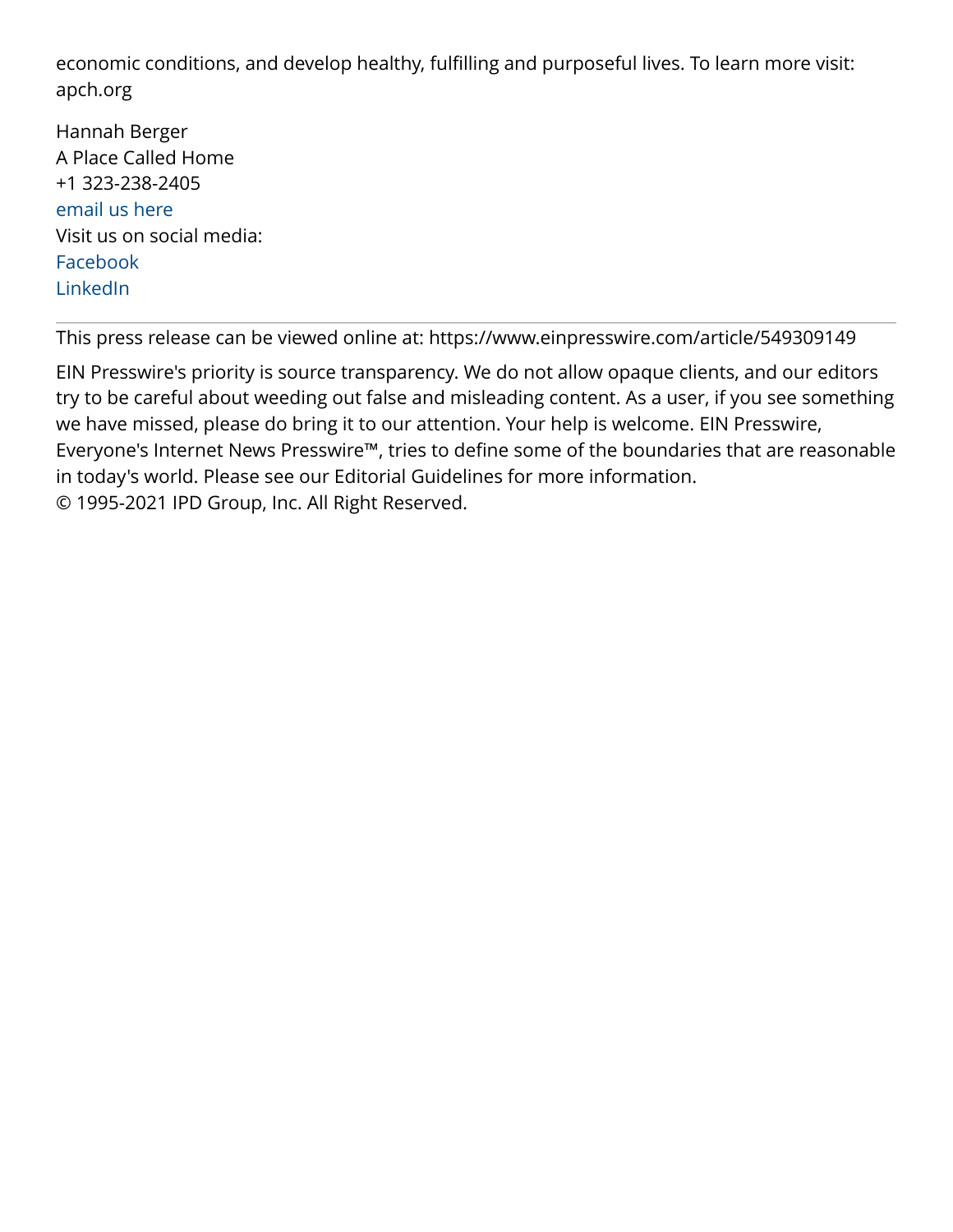economic conditions, and develop healthy, fulfilling and purposeful lives. To learn more visit: apch.org

Hannah Berger
A Place Called Home
+1 323-238-2405
email us here
Visit us on social media:
Facebook
LinkedIn

---

This press release can be viewed online at: https://www.einpresswire.com/article/549309149

EIN Presswire's priority is source transparency. We do not allow opaque clients, and our editors try to be careful about weeding out false and misleading content. As a user, if you see something we have missed, please do bring it to our attention. Your help is welcome. EIN Presswire, Everyone's Internet News Presswire™, tries to define some of the boundaries that are reasonable in today's world. Please see our Editorial Guidelines for more information.
© 1995-2021 IPD Group, Inc. All Right Reserved.